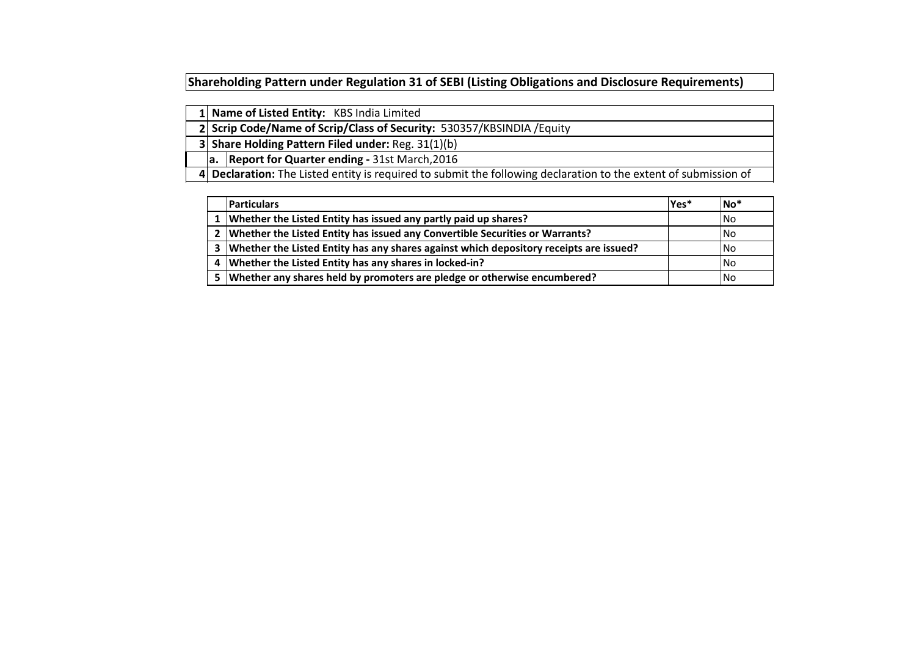# Shareholding Pattern under Regulation 31 of SEBI (Listing Obligations and Disclosure Requirements)

| | |
|---|---|
| 1 | **Name of Listed Entity:** KBS India Limited |
| 2 | **Scrip Code/Name of Scrip/Class of Security:** 530357/KBSINDIA /Equity |
| 3 | **Share Holding Pattern Filed under:** Reg. 31(1)(b) |
| a. | **Report for Quarter ending -** 31st March,2016 |
| 4 | **Declaration:** The Listed entity is required to submit the following declaration to the extent of submission of |

| | Particulars | Yes* | No* |
|---|---|---|---|
| 1 | **Whether the Listed Entity has issued any partly paid up shares?** | | No |
| 2 | **Whether the Listed Entity has issued any Convertible Securities or Warrants?** | | No |
| 3 | **Whether the Listed Entity has any shares against which depository receipts are issued?** | | No |
| 4 | **Whether the Listed Entity has any shares in locked-in?** | | No |
| 5 | **Whether any shares held by promoters are pledge or otherwise encumbered?** | | No |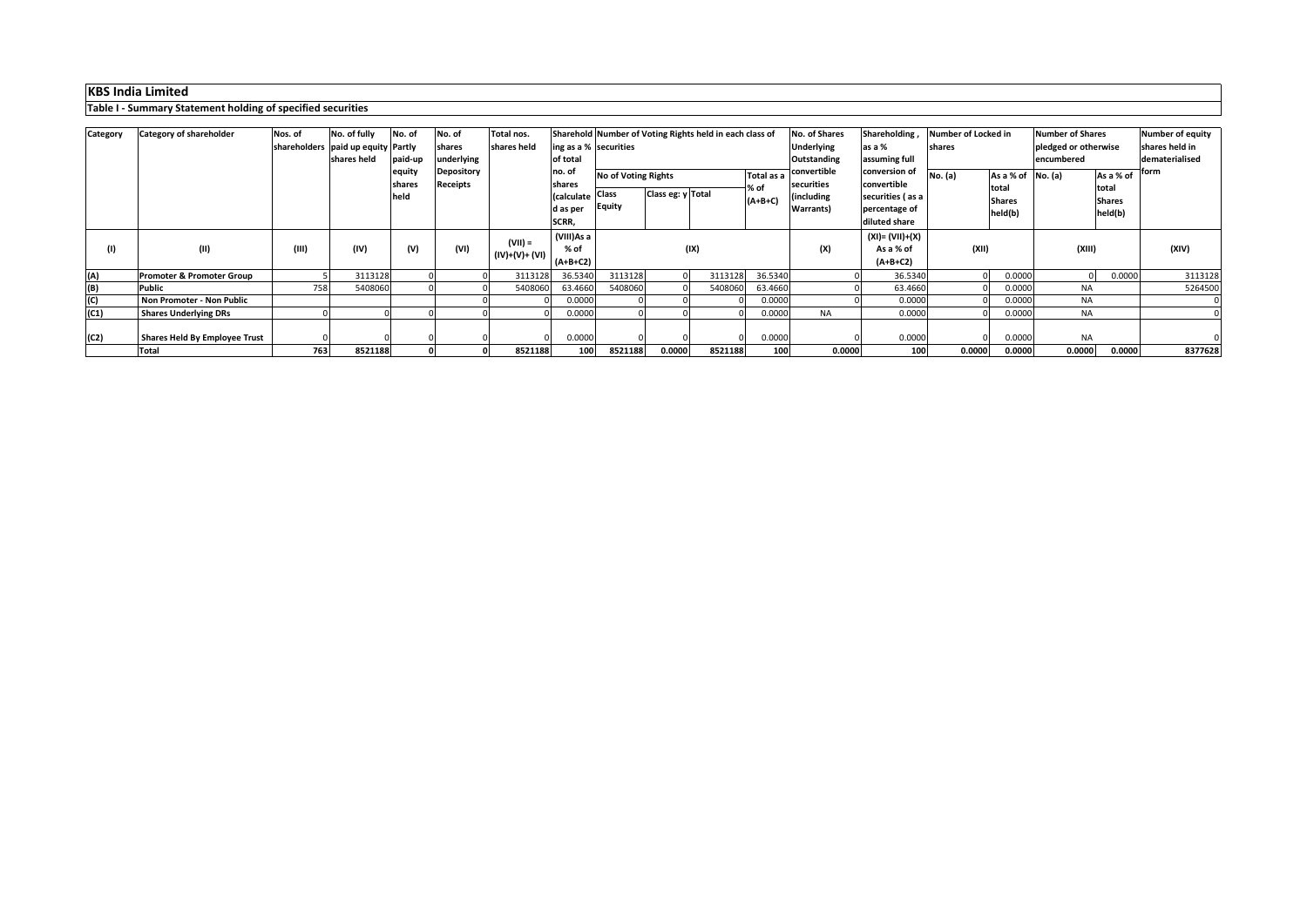## KBS India Limited

### Table I - Summary Statement holding of specified securities

| Category | Category of shareholder | Nos. of shareholders | No. of fully paid up equity shares held | Partly paid-up equity shares held | No. of shares underlying Depository Receipts | Total nos. shares held | Shareholding as a % of total no. of shares (calculated as per SCRR, | Number of Voting Rights held in each class of securities | | | | No. of Shares Underlying Outstanding convertible securities (including Warrants) | Shareholding , as a % assuming full conversion of convertible securities ( as a percentage of diluted share | Number of Locked in shares | | Number of Shares pledged or otherwise encumbered | | Number of equity shares held in dematerialised form |
|---|---|---|---|---|---|---|---|---|---|---|---|---|---|---|---|---|---|---|
| | | | | | | | | No of Voting Rights | | | Total as a % of (A+B+C) | | | No. (a) | As a % of total Shares held(b) | No. (a) | As a % of total Shares held(b) | |
| | | | | | | | | Class Equity | Class eg: y | Total | | | | | | | | |
| (I) | (II) | (III) | (IV) | (V) | (VI) | (VII) = (IV)+(V)+ (VI) | (VIII)As a % of (A+B+C2) | (IX) | | | | (X) | (XI)= (VII)+(X) As a % of (A+B+C2) | (XII) | | (XIII) | | (XIV) |
| (A) | Promoter & Promoter Group | 5 | 3113128 | 0 | 0 | 3113128 | 36.5340 | 3113128 | 0 | 3113128 | 36.5340 | 0 | 36.5340 | 0 | 0.0000 | 0 | 0.0000 | 3113128 |
| (B) | Public | 758 | 5408060 | 0 | 0 | 5408060 | 63.4660 | 5408060 | 0 | 5408060 | 63.4660 | 0 | 63.4660 | 0 | 0.0000 | NA | | 5264500 |
| (C) | Non Promoter - Non Public | | | | 0 | 0 | 0.0000 | 0 | 0 | 0 | 0.0000 | 0 | 0.0000 | 0 | 0.0000 | NA | | 0 |
| (C1) | Shares Underlying DRs | 0 | 0 | 0 | 0 | 0 | 0.0000 | 0 | 0 | 0 | 0.0000 | NA | 0.0000 | 0 | 0.0000 | NA | | 0 |
| (C2) | Shares Held By Employee Trust | 0 | 0 | 0 | 0 | 0 | 0.0000 | 0 | 0 | 0 | 0.0000 | 0 | 0.0000 | 0 | 0.0000 | NA | | 0 |
| | **Total** | **763** | **8521188** | **0** | **0** | **8521188** | **100** | **8521188** | **0.0000** | **8521188** | **100** | **0.0000** | **100** | **0.0000** | **0.0000** | **0.0000** | **0.0000** | **8377628** |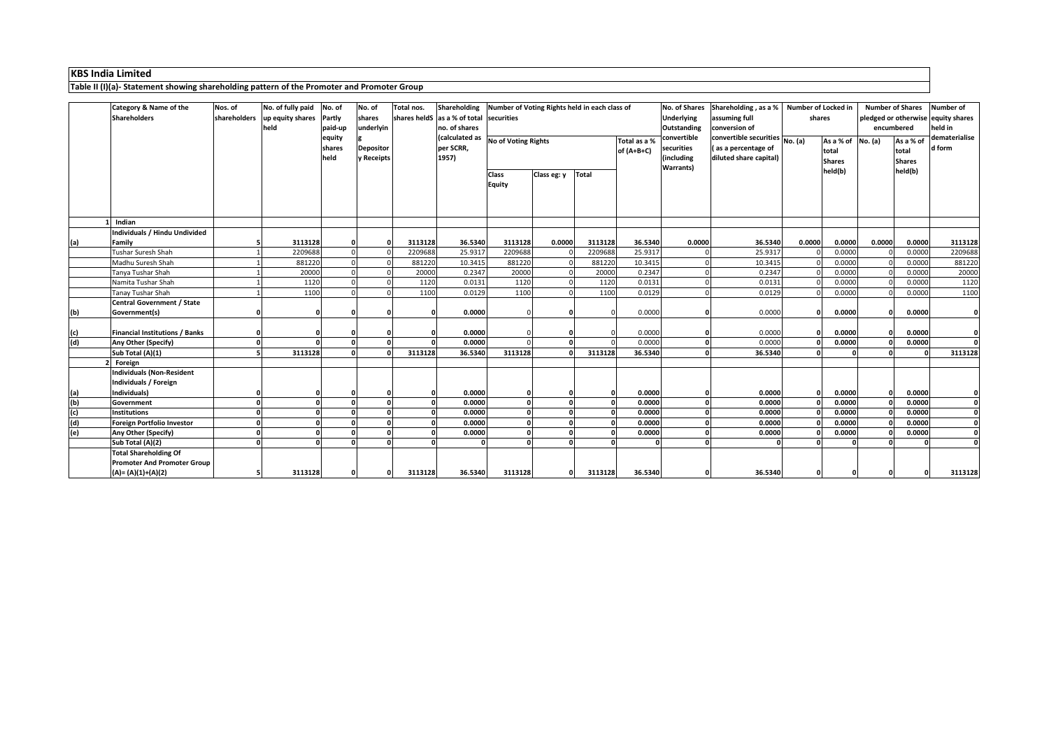# KBS India Limited

## Table II (I)(a)- Statement showing shareholding pattern of the Promoter and Promoter Group

| | Category & Name of the Shareholders | Nos. of shareholders | No. of fully paid up equity shares held | No. of Partly paid-up equity shares held | No. of shares underlying Depository Receipts | Total nos. shares heldS | Shareholding as a % of total no. of shares (calculated as per SCRR, 1957) | Number of Voting Rights held in each class of securities | | | | No. of Shares Underlying Outstanding convertible securities (including Warrants) | Shareholding , as a % assuming full conversion of convertible securities ( as a percentage of diluted share capital) | Number of Locked in shares | | Number of Shares pledged or otherwise encumbered | | Number of equity shares held in dematerialised form |
|---|---|---|---|---|---|---|---|---|---|---|---|---|---|---|---|---|---|---|
| | | | | | | | | No of Voting Rights | | | Total as a % of (A+B+C) | | | No. (a) | As a % of total Shares held(b) | No. (a) | As a % of total Shares held(b) | |
| | | | | | | | | Class Equity | Class eg: y | Total | | | | | | | | |
| 1 | Indian | | | | | | | | | | | | | | | | | |
| (a) | **Individuals / Hindu Undivided Family** | **5** | **3113128** | **0** | **0** | **3113128** | **36.5340** | **3113128** | **0.0000** | **3113128** | **36.5340** | **0.0000** | **36.5340** | **0.0000** | **0.0000** | **0.0000** | **0.0000** | **3113128** |
| | Tushar Suresh Shah | 1 | 2209688 | 0 | 0 | 2209688 | 25.9317 | 2209688 | 0 | 2209688 | 25.9317 | 0 | 25.9317 | 0 | 0.0000 | 0 | 0.0000 | 2209688 |
| | Madhu Suresh Shah | 1 | 881220 | 0 | 0 | 881220 | 10.3415 | 881220 | 0 | 881220 | 10.3415 | 0 | 10.3415 | 0 | 0.0000 | 0 | 0.0000 | 881220 |
| | Tanya Tushar Shah | 1 | 20000 | 0 | 0 | 20000 | 0.2347 | 20000 | 0 | 20000 | 0.2347 | 0 | 0.2347 | 0 | 0.0000 | 0 | 0.0000 | 20000 |
| | Namita Tushar Shah | 1 | 1120 | 0 | 0 | 1120 | 0.0131 | 1120 | 0 | 1120 | 0.0131 | 0 | 0.0131 | 0 | 0.0000 | 0 | 0.0000 | 1120 |
| | Tanay Tushar Shah | 1 | 1100 | 0 | 0 | 1100 | 0.0129 | 1100 | 0 | 1100 | 0.0129 | 0 | 0.0129 | 0 | 0.0000 | 0 | 0.0000 | 1100 |
| (b) | **Central Government / State Government(s)** | **0** | **0** | **0** | **0** | **0** | **0.0000** | 0 | **0** | 0 | 0.0000 | **0** | 0.0000 | **0** | **0.0000** | **0** | **0.0000** | **0** |
| (c) | **Financial Institutions / Banks** | **0** | **0** | **0** | **0** | **0** | **0.0000** | 0 | **0** | 0 | 0.0000 | **0** | 0.0000 | **0** | **0.0000** | **0** | **0.0000** | **0** |
| (d) | **Any Other (Specify)** | **0** | **0** | **0** | **0** | **0** | **0.0000** | 0 | **0** | 0 | 0.0000 | **0** | 0.0000 | **0** | **0.0000** | **0** | **0.0000** | **0** |
| | **Sub Total (A)(1)** | **5** | **3113128** | **0** | **0** | **3113128** | **36.5340** | **3113128** | **0** | **3113128** | **36.5340** | **0** | **36.5340** | **0** | **0** | **0** | **0** | **3113128** |
| 2 | **Foreign** | | | | | | | | | | | | | | | | | |
| (a) | **Individuals (Non-Resident Individuals / Foreign Individuals)** | **0** | **0** | **0** | **0** | **0** | **0.0000** | **0** | **0** | **0** | **0.0000** | **0** | **0.0000** | **0** | **0.0000** | **0** | **0.0000** | **0** |
| (b) | **Government** | **0** | **0** | **0** | **0** | **0** | **0.0000** | **0** | **0** | **0** | **0.0000** | **0** | **0.0000** | **0** | **0.0000** | **0** | **0.0000** | **0** |
| (c) | **Institutions** | **0** | **0** | **0** | **0** | **0** | **0.0000** | **0** | **0** | **0** | **0.0000** | **0** | **0.0000** | **0** | **0.0000** | **0** | **0.0000** | **0** |
| (d) | **Foreign Portfolio Investor** | **0** | **0** | **0** | **0** | **0** | **0.0000** | **0** | **0** | **0** | **0.0000** | **0** | **0.0000** | **0** | **0.0000** | **0** | **0.0000** | **0** |
| (e) | **Any Other (Specify)** | **0** | **0** | **0** | **0** | **0** | **0.0000** | **0** | **0** | **0** | **0.0000** | **0** | **0.0000** | **0** | **0.0000** | **0** | **0.0000** | **0** |
| | **Sub Total (A)(2)** | **0** | **0** | **0** | **0** | **0** | **0** | **0** | **0** | **0** | **0** | **0** | **0** | **0** | **0** | **0** | **0** | **0** |
| | **Total Shareholding Of Promoter And Promoter Group (A)= (A)(1)+(A)(2)** | **5** | **3113128** | **0** | **0** | **3113128** | **36.5340** | **3113128** | **0** | **3113128** | **36.5340** | **0** | **36.5340** | **0** | **0** | **0** | **0** | **3113128** |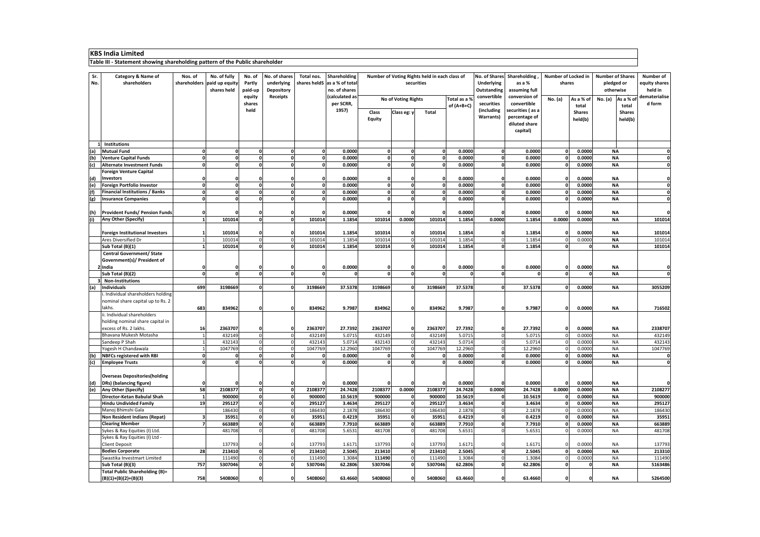# KBS India Limited

## Table III - Statement showing shareholding pattern of the Public shareholder

| Sr. No. | Category & Name of shareholders | Nos. of shareholders | No. of fully paid up equity shares held | No. of Partly paid-up equity shares held | No. of shares underlying Depository Receipts | Total nos. shares heldS | Shareholding as a % of total no. of shares (calculated as per SCRR, 1957) | Number of Voting Rights held in each class of securities | | | | No. of Shares Underlying Outstanding convertible securities (including Warrants) | Shareholding , as a % assuming full conversion of convertible securities ( as a percentage of diluted share capital) | Number of Locked in shares | | Number of Shares pledged or otherwise | | Number of equity shares held in dematerialised form |
|---|---|---|---|---|---|---|---|---|---|---|---|---|---|---|---|---|---|---|
| | | | | | | | | No of Voting Rights | | | Total as a % of (A+B+C) | | | No. (a) | As a % of total Shares held(b) | No. (a) | As a % of total Shares held(b) | |
| | | | | | | | | Class Equity | Class eg: y | Total | | | | | | | | |
| 1 | Institutions | | | | | | | | | | | | | | | | | |
| (a) | Mutual Fund | 0 | 0 | 0 | 0 | 0 | 0.0000 | 0 | 0 | 0 | 0.0000 | 0 | 0.0000 | 0 | 0.0000 | NA | | 0 |
| (b) | Venture Capital Funds | 0 | 0 | 0 | 0 | 0 | 0.0000 | 0 | 0 | 0 | 0.0000 | 0 | 0.0000 | 0 | 0.0000 | NA | | 0 |
| (c) | Alternate Investment Funds | 0 | 0 | 0 | 0 | 0 | 0.0000 | 0 | 0 | 0 | 0.0000 | 0 | 0.0000 | 0 | 0.0000 | NA | | 0 |
| (d) | Foreign Venture Capital Investors | 0 | 0 | 0 | 0 | 0 | 0.0000 | 0 | 0 | 0 | 0.0000 | 0 | 0.0000 | 0 | 0.0000 | NA | | 0 |
| (e) | Foreign Portfolio Investor | 0 | 0 | 0 | 0 | 0 | 0.0000 | 0 | 0 | 0 | 0.0000 | 0 | 0.0000 | 0 | 0.0000 | NA | | 0 |
| (f) | Financial Institutions / Banks | 0 | 0 | 0 | 0 | 0 | 0.0000 | 0 | 0 | 0 | 0.0000 | 0 | 0.0000 | 0 | 0.0000 | NA | | 0 |
| (g) | Insurance Companies | 0 | 0 | 0 | 0 | 0 | 0.0000 | 0 | 0 | 0 | 0.0000 | 0 | 0.0000 | 0 | 0.0000 | NA | | 0 |
| (h) | Provident Funds/ Pension Funds | 0 | 0 | 0 | 0 | 0 | 0.0000 | 0 | 0 | 0 | 0.0000 | 0 | 0.0000 | 0 | 0.0000 | NA | | 0 |
| (i) | Any Other (Specify) | 1 | 101014 | 0 | 0 | 101014 | 1.1854 | 101014 | 0.0000 | 101014 | 1.1854 | 0.0000 | 1.1854 | 0.0000 | 0.0000 | NA | | 101014 |
| | Foreign Institutional Investors | 1 | 101014 | 0 | 0 | 101014 | 1.1854 | 101014 | 0 | 101014 | 1.1854 | 0 | 1.1854 | 0 | 0.0000 | NA | | 101014 |
| | Ares Diversified Dr | 1 | 101014 | 0 | 0 | 101014 | 1.1854 | 101014 | 0 | 101014 | 1.1854 | 0 | 1.1854 | 0 | 0.0000 | NA | | 101014 |
| | Sub Total (B)(1) | 1 | 101014 | 0 | 0 | 101014 | 1.1854 | 101014 | 0 | 101014 | 1.1854 | 0 | 1.1854 | 0 | 0 | NA | | 101014 |
| 2 | Central Government/ State Government(s)/ President of India | 0 | 0 | 0 | 0 | 0 | 0.0000 | 0 | 0 | 0 | 0.0000 | 0 | 0.0000 | 0 | 0.0000 | NA | | 0 |
| | Sub Total (B)(2) | 0 | 0 | 0 | 0 | 0 | 0 | 0 | 0 | 0 | 0 | 0 | 0 | 0 | 0 | NA | | 0 |
| 3 | Non-Institutions | | | | | | | | | | | | | | | | | |
| (a) | Individuals | 699 | 3198669 | 0 | 0 | 3198669 | 37.5378 | 3198669 | 0 | 3198669 | 37.5378 | 0 | 37.5378 | 0 | 0.0000 | NA | | 3055209 |
| | i. Individual shareholders holding nominal share capital up to Rs. 2 lakhs. | 683 | 834962 | 0 | 0 | 834962 | 9.7987 | 834962 | 0 | 834962 | 9.7987 | 0 | 9.7987 | 0 | 0.0000 | NA | | 716502 |
| | ii. Individual shareholders holding nominal share capital in excess of Rs. 2 lakhs. | 16 | 2363707 | 0 | 0 | 2363707 | 27.7392 | 2363707 | 0 | 2363707 | 27.7392 | 0 | 27.7392 | 0 | 0.0000 | NA | | 2338707 |
| | Bhavana Mukesh Motasha | 1 | 432149 | 0 | 0 | 432149 | 5.0715 | 432149 | 0 | 432149 | 5.0715 | 0 | 5.0715 | 0 | 0.0000 | NA | | 432149 |
| | Sandeep P Shah | 1 | 432143 | 0 | 0 | 432143 | 5.0714 | 432143 | 0 | 432143 | 5.0714 | 0 | 5.0714 | 0 | 0.0000 | NA | | 432143 |
| | Yogesh H Chandawala | 1 | 1047769 | 0 | 0 | 1047769 | 12.2960 | 1047769 | 0 | 1047769 | 12.2960 | 0 | 12.2960 | 0 | 0.0000 | NA | | 1047769 |
| (b) | NBFCs registered with RBI | 0 | 0 | 0 | 0 | 0 | 0.0000 | 0 | 0 | 0 | 0.0000 | 0 | 0.0000 | 0 | 0.0000 | NA | | 0 |
| (c) | Employee Trusts | 0 | 0 | 0 | 0 | 0 | 0.0000 | 0 | 0 | 0 | 0.0000 | 0 | 0.0000 | 0 | 0.0000 | NA | | 0 |
| (d) | Overseas Depositories(holding DRs) (balancing figure) | 0 | 0 | 0 | 0 | 0 | 0.0000 | 0 | 0 | 0 | 0.0000 | 0 | 0.0000 | 0 | 0.0000 | NA | | 0 |
| (e) | Any Other (Specify) | 58 | 2108377 | 0 | 0 | 2108377 | 24.7428 | 2108377 | 0.0000 | 2108377 | 24.7428 | 0.0000 | 24.7428 | 0.0000 | 0.0000 | NA | | 2108277 |
| | Director-Ketan Babulal Shah | 1 | 900000 | 0 | 0 | 900000 | 10.5619 | 900000 | 0 | 900000 | 10.5619 | 0 | 10.5619 | 0 | 0.0000 | NA | | 900000 |
| | Hindu Undivided Family | 19 | 295127 | 0 | 0 | 295127 | 3.4634 | 295127 | 0 | 295127 | 3.4634 | 0 | 3.4634 | 0 | 0.0000 | NA | | 295127 |
| | Manoj Bhimshi Gala | | 186430 | 0 | 0 | 186430 | 2.1878 | 186430 | 0 | 186430 | 2.1878 | 0 | 2.1878 | 0 | 0.0000 | NA | | 186430 |
| | Non Resident Indians (Repat) | 3 | 35951 | 0 | 0 | 35951 | 0.4219 | 35951 | 0 | 35951 | 0.4219 | 0 | 0.4219 | 0 | 0.0000 | NA | | 35951 |
| | Clearing Member | 7 | 663889 | 0 | 0 | 663889 | 7.7910 | 663889 | 0 | 663889 | 7.7910 | 0 | 7.7910 | 0 | 0.0000 | NA | | 663889 |
| | Sykes & Ray Equities (I) Ltd. | | 481708 | 0 | 0 | 481708 | 5.6531 | 481708 | 0 | 481708 | 5.6531 | 0 | 5.6531 | 0 | 0.0000 | NA | | 481708 |
| | Sykes & Ray Equities (I) Ltd - Client Deposit | | 137793 | 0 | 0 | 137793 | 1.6171 | 137793 | 0 | 137793 | 1.6171 | 0 | 1.6171 | 0 | 0.0000 | NA | | 137793 |
| | Bodies Corporate | 28 | 213410 | 0 | 0 | 213410 | 2.5045 | 213410 | 0 | 213410 | 2.5045 | 0 | 2.5045 | 0 | 0.0000 | NA | | 213310 |
| | Swastika Investmart Limited | | 111490 | 0 | 0 | 111490 | 1.3084 | 111490 | 0 | 111490 | 1.3084 | 0 | 1.3084 | 0 | 0.0000 | NA | | 111490 |
| | Sub Total (B)(3) | 757 | 5307046 | 0 | 0 | 5307046 | 62.2806 | 5307046 | 0 | 5307046 | 62.2806 | 0 | 62.2806 | 0 | 0 | NA | | 5163486 |
| | Total Public Shareholding (B)= (B)(1)+(B)(2)+(B)(3) | 758 | 5408060 | 0 | 0 | 5408060 | 63.4660 | 5408060 | 0 | 5408060 | 63.4660 | 0 | 63.4660 | 0 | 0 | NA | | 5264500 |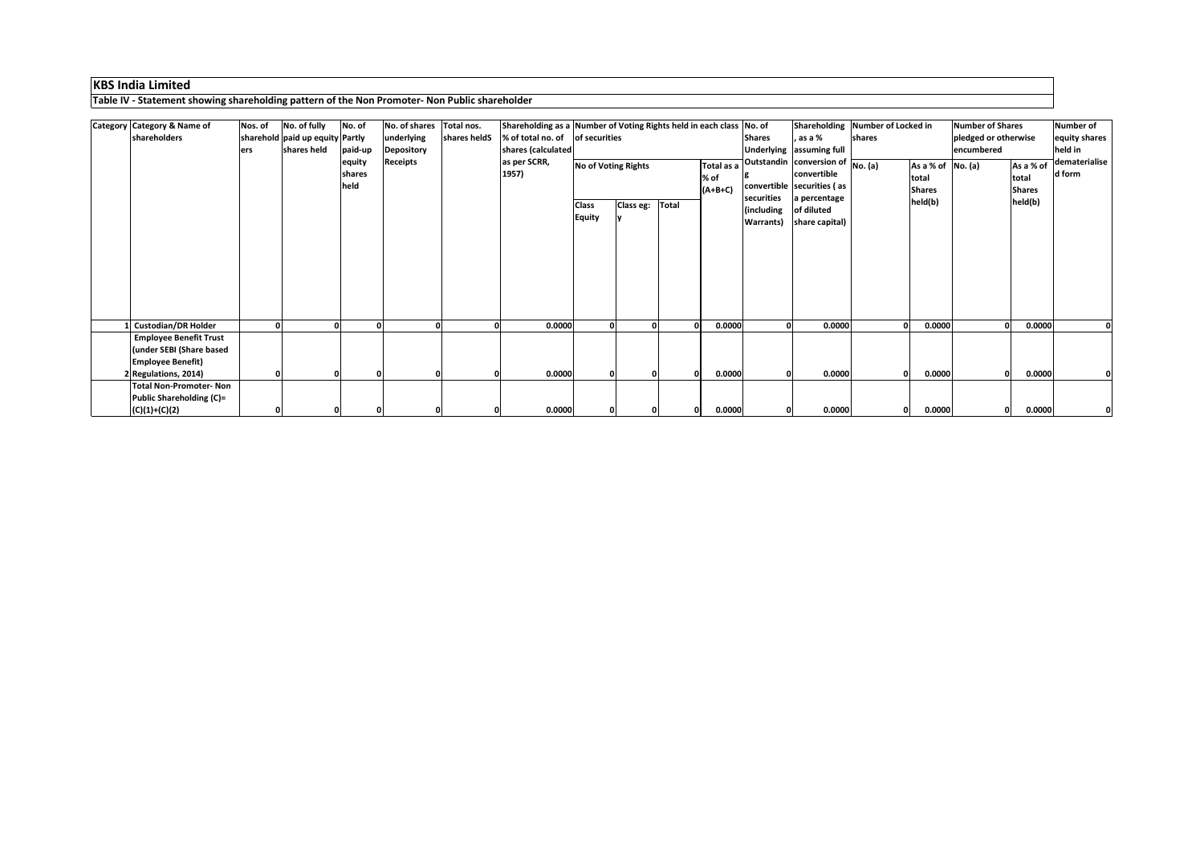**KBS India Limited**

**Table IV - Statement showing shareholding pattern of the Non Promoter- Non Public shareholder**

| Category | Category & Name of shareholders | Nos. of shareholders | No. of fully paid up equity shares held | No. of Partly paid-up equity shares held | No. of shares underlying Depository Receipts | Total nos. shares heldS | Shareholding as a % of total no. of shares (calculated as per SCRR, 1957) | Number of Voting Rights held in each class of securities | | | | No. of Shares Underlying Outstanding convertible securities (including Warrants) | Shareholding , as a % assuming full conversion of convertible securities ( as a percentage of diluted share capital) | Number of Locked in shares | | Number of Shares pledged or otherwise encumbered | | Number of equity shares held in dematerialised form |
|---|---|---|---|---|---|---|---|---|---|---|---|---|---|---|---|---|---|---|
| | | | | | | | | No of Voting Rights | | | Total as a % of (A+B+C) | | | No. (a) | As a % of total Shares held(b) | No. (a) | As a % of total Shares held(b) | |
| | | | | | | | | Class Equity | Class eg: y | Total | | | | | | | | |
| 1 | Custodian/DR Holder | 0 | 0 | 0 | 0 | 0 | 0.0000 | 0 | 0 | 0 | 0.0000 | 0 | 0.0000 | 0 | 0.0000 | 0 | 0.0000 | 0 |
| 2 | Employee Benefit Trust (under SEBI (Share based Employee Benefit) Regulations, 2014) | 0 | 0 | 0 | 0 | 0 | 0.0000 | 0 | 0 | 0 | 0.0000 | 0 | 0.0000 | 0 | 0.0000 | 0 | 0.0000 | 0 |
| | Total Non-Promoter- Non Public Shareholding (C)= (C)(1)+(C)(2) | 0 | 0 | 0 | 0 | 0 | 0.0000 | 0 | 0 | 0 | 0.0000 | 0 | 0.0000 | 0 | 0.0000 | 0 | 0.0000 | 0 |